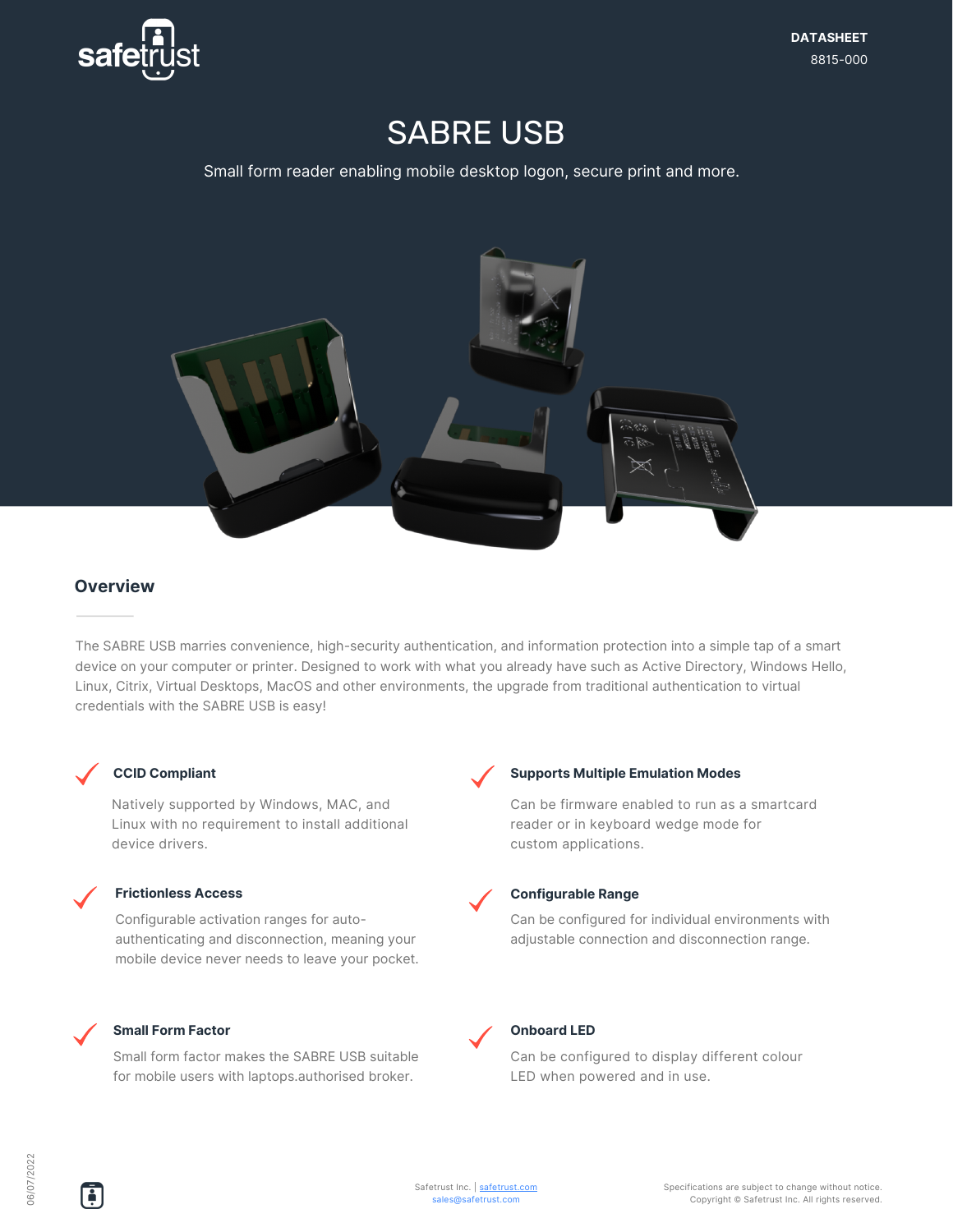DATASHEET

8815-000

# SABRE USB

Small form reader enabling mobile desktop logon, secure print and more.

## Overview

The SABRE USB marries convenience, high-security authentication, and information protection into a simple tap of a smart device on your computer or printer. Designed to work with what you already have such as Active Directory, Windows Hello, Linux, Citrix, Virtual Desktops, MacOS and other environments, the upgrade from traditional authentication to virtual credentials with the SABRE USB is easy!

### CCID Compliant

Natively supported by Windows, MAC, and Linux with no requirement to install additional device drivers.

### Supports Multiple Emulation Modes

Can be firmware enabled to run as a smartcard reader or in keyboard wedge mode for custom applications.

### Frictionless Access

Configurable activation ranges for auto-authenticating and disconnection, meaning your mobile device never needs to leave your pocket.

### Configurable Range

Can be configured for individual environments with adjustable connection and disconnection range.

### Small Form Factor

Small form factor makes the SABRE USB suitable for mobile users with laptops.authorised broker.

### Onboard LED

Can be configured to display different colour LED when powered and in use.

06/07/2022

Safetrust Inc. | safetrust.com
sales@safetrust.com

Specifications are subject to change without notice.
Copyright © Safetrust Inc. All rights reserved.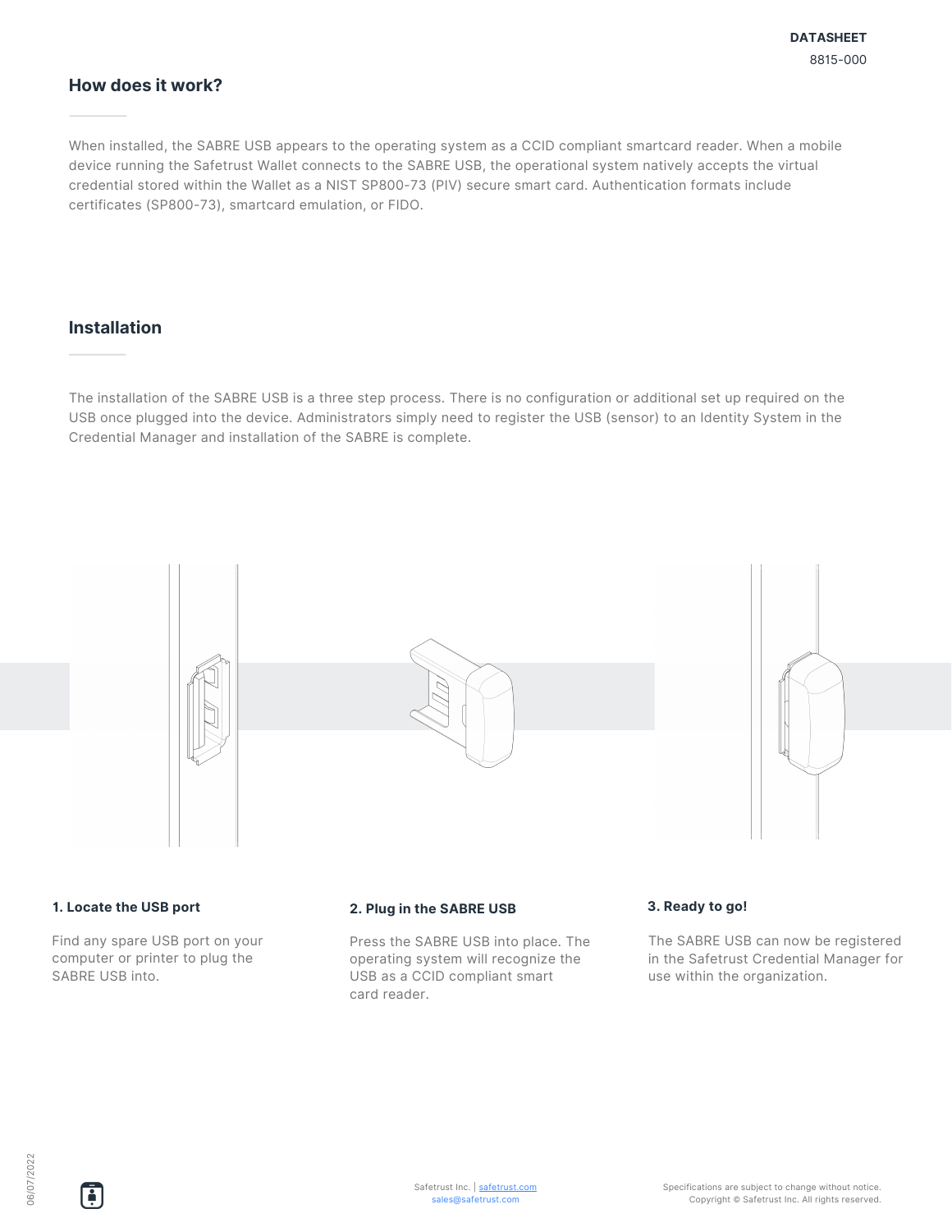## How does it work?

When installed, the SABRE USB appears to the operating system as a CCID compliant smartcard reader. When a mobile device running the Safetrust Wallet connects to the SABRE USB, the operational system natively accepts the virtual credential stored within the Wallet as a NIST SP800-73 (PIV) secure smart card. Authentication formats include certificates (SP800-73), smartcard emulation, or FIDO.

## Installation

The installation of the SABRE USB is a three step process. There is no configuration or additional set up required on the USB once plugged into the device. Administrators simply need to register the USB (sensor) to an Identity System in the Credential Manager and installation of the SABRE is complete.

### 1. Locate the USB port

Find any spare USB port on your computer or printer to plug the SABRE USB into.

### 2. Plug in the SABRE USB

Press the SABRE USB into place. The operating system will recognize the USB as a CCID compliant smart card reader.

### 3. Ready to go!

The SABRE USB can now be registered in the Safetrust Credential Manager for use within the organization.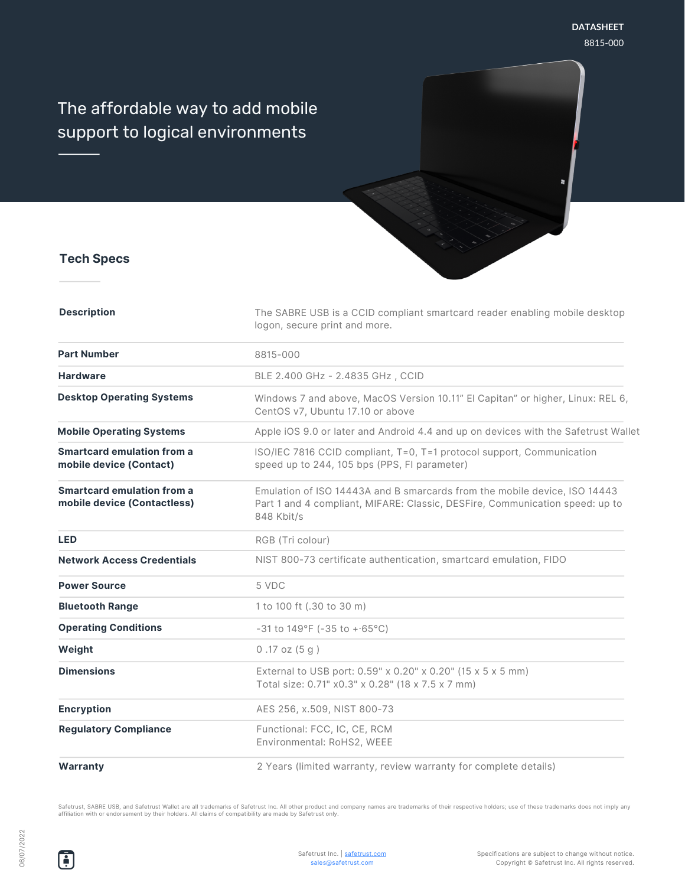DATASHEET

8815-000

# The affordable way to add mobile support to logical environments

## Tech Specs

| | |
|---|---|
| **Description** | The SABRE USB is a CCID compliant smartcard reader enabling mobile desktop logon, secure print and more. |
| **Part Number** | 8815-000 |
| **Hardware** | BLE 2.400 GHz - 2.4835 GHz , CCID |
| **Desktop Operating Systems** | Windows 7 and above, MacOS Version 10.11" El Capitan" or higher, Linux: REL 6, CentOS v7, Ubuntu 17.10 or above |
| **Mobile Operating Systems** | Apple iOS 9.0 or later and Android 4.4 and up on devices with the Safetrust Wallet |
| **Smartcard emulation from a mobile device (Contact)** | ISO/IEC 7816 CCID compliant, T=0, T=1 protocol support, Communication speed up to 244, 105 bps (PPS, FI parameter) |
| **Smartcard emulation from a mobile device (Contactless)** | Emulation of ISO 14443A and B smarcards from the mobile device, ISO 14443 Part 1 and 4 compliant, MIFARE: Classic, DESFire, Communication speed: up to 848 Kbit/s |
| **LED** | RGB (Tri colour) |
| **Network Access Credentials** | NIST 800-73 certificate authentication, smartcard emulation, FIDO |
| **Power Source** | 5 VDC |
| **Bluetooth Range** | 1 to 100 ft (.30 to 30 m) |
| **Operating Conditions** | -31 to 149°F (-35 to +·65°C) |
| **Weight** | 0 .17 oz (5 g ) |
| **Dimensions** | External to USB port: 0.59" x 0.20" x 0.20" (15 x 5 x 5 mm)<br>Total size: 0.71" x0.3" x 0.28" (18 x 7.5 x 7 mm) |
| **Encryption** | AES 256, x.509, NIST 800-73 |
| **Regulatory Compliance** | Functional: FCC, IC, CE, RCM<br>Environmental: RoHS2, WEEE |
| **Warranty** | 2 Years (limited warranty, review warranty for complete details) |

Safetrust, SABRE USB, and Safetrust Wallet are all trademarks of Safetrust Inc. All other product and company names are trademarks of their respective holders; use of these trademarks does not imply any affiliation with or endorsement by their holders. All claims of compatibility are made by Safetrust only.

06/07/2022

Safetrust Inc. | safetrust.com
sales@safetrust.com

Specifications are subject to change without notice.
Copyright © Safetrust Inc. All rights reserved.